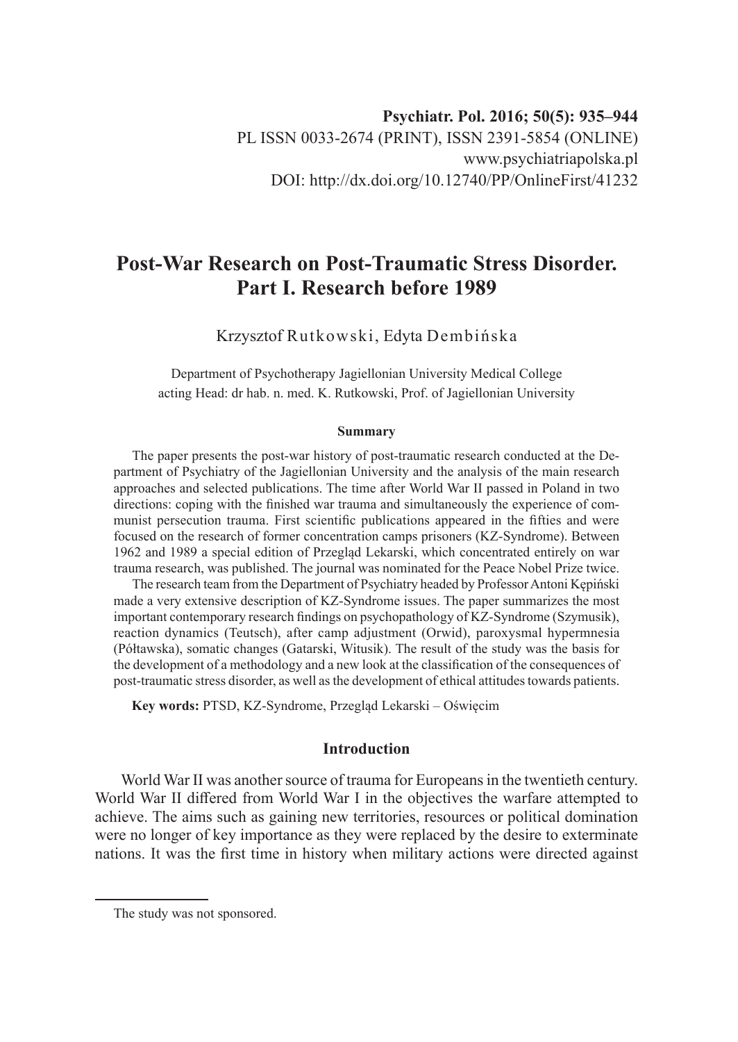**Psychiatr. Pol. 2016; 50(5): 935–944**
PL ISSN 0033-2674 (PRINT), ISSN 2391-5854 (ONLINE)
www.psychiatriapolska.pl
DOI: http://dx.doi.org/10.12740/PP/OnlineFirst/41232

# Post-War Research on Post-Traumatic Stress Disorder. Part I. Research before 1989

Krzysztof Rutkowski, Edyta Dembińska

Department of Psychotherapy Jagiellonian University Medical College
acting Head: dr hab. n. med. K. Rutkowski, Prof. of Jagiellonian University

**Summary**

The paper presents the post-war history of post-traumatic research conducted at the Department of Psychiatry of the Jagiellonian University and the analysis of the main research approaches and selected publications. The time after World War II passed in Poland in two directions: coping with the finished war trauma and simultaneously the experience of communist persecution trauma. First scientific publications appeared in the fifties and were focused on the research of former concentration camps prisoners (KZ-Syndrome). Between 1962 and 1989 a special edition of Przegląd Lekarski, which concentrated entirely on war trauma research, was published. The journal was nominated for the Peace Nobel Prize twice.

The research team from the Department of Psychiatry headed by Professor Antoni Kępiński made a very extensive description of KZ-Syndrome issues. The paper summarizes the most important contemporary research findings on psychopathology of KZ-Syndrome (Szymusik), reaction dynamics (Teutsch), after camp adjustment (Orwid), paroxysmal hypermnesia (Półtawska), somatic changes (Gatarski, Witusik). The result of the study was the basis for the development of a methodology and a new look at the classification of the consequences of post-traumatic stress disorder, as well as the development of ethical attitudes towards patients.

**Key words:** PTSD, KZ-Syndrome, Przegląd Lekarski – Oświęcim

## Introduction

World War II was another source of trauma for Europeans in the twentieth century. World War II differed from World War I in the objectives the warfare attempted to achieve. The aims such as gaining new territories, resources or political domination were no longer of key importance as they were replaced by the desire to exterminate nations. It was the first time in history when military actions were directed against

The study was not sponsored.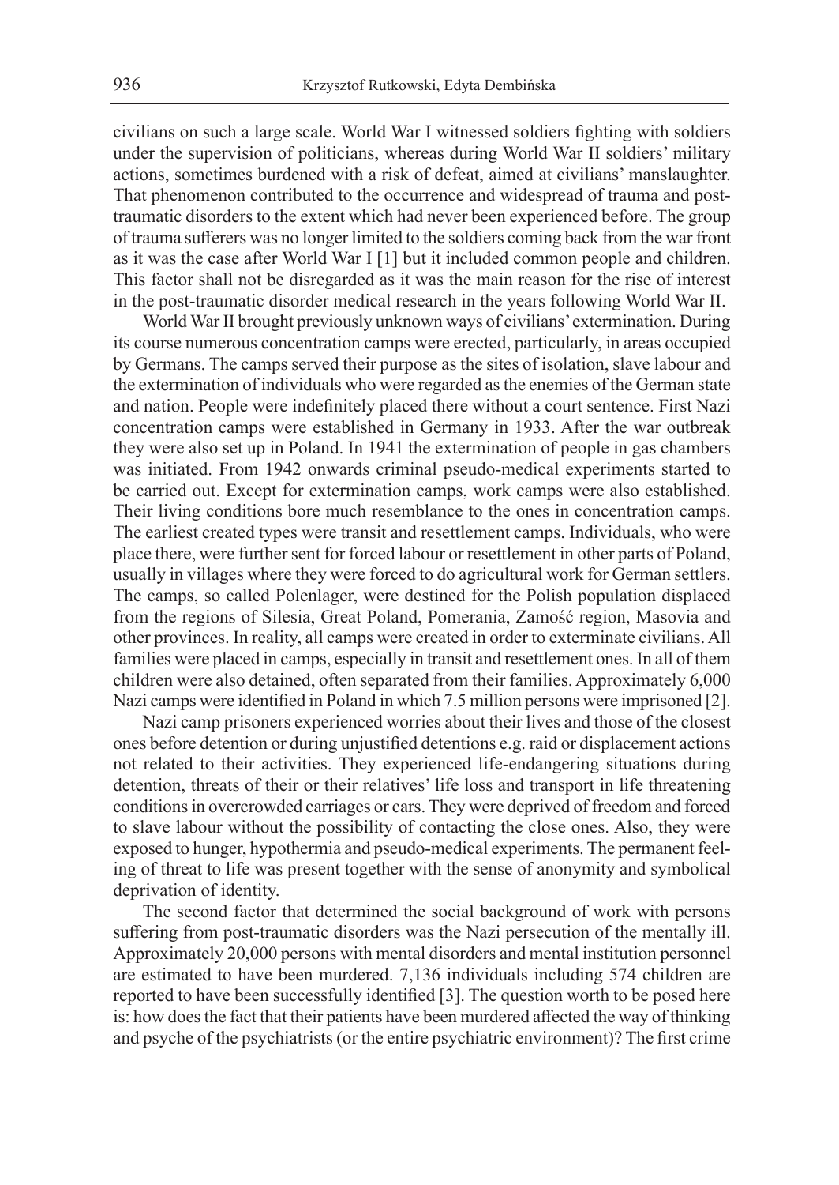civilians on such a large scale. World War I witnessed soldiers fighting with soldiers under the supervision of politicians, whereas during World War II soldiers' military actions, sometimes burdened with a risk of defeat, aimed at civilians' manslaughter. That phenomenon contributed to the occurrence and widespread of trauma and post-traumatic disorders to the extent which had never been experienced before. The group of trauma sufferers was no longer limited to the soldiers coming back from the war front as it was the case after World War I [1] but it included common people and children. This factor shall not be disregarded as it was the main reason for the rise of interest in the post-traumatic disorder medical research in the years following World War II.

World War II brought previously unknown ways of civilians' extermination. During its course numerous concentration camps were erected, particularly, in areas occupied by Germans. The camps served their purpose as the sites of isolation, slave labour and the extermination of individuals who were regarded as the enemies of the German state and nation. People were indefinitely placed there without a court sentence. First Nazi concentration camps were established in Germany in 1933. After the war outbreak they were also set up in Poland. In 1941 the extermination of people in gas chambers was initiated. From 1942 onwards criminal pseudo-medical experiments started to be carried out. Except for extermination camps, work camps were also established. Their living conditions bore much resemblance to the ones in concentration camps. The earliest created types were transit and resettlement camps. Individuals, who were place there, were further sent for forced labour or resettlement in other parts of Poland, usually in villages where they were forced to do agricultural work for German settlers. The camps, so called Polenlager, were destined for the Polish population displaced from the regions of Silesia, Great Poland, Pomerania, Zamość region, Masovia and other provinces. In reality, all camps were created in order to exterminate civilians. All families were placed in camps, especially in transit and resettlement ones. In all of them children were also detained, often separated from their families. Approximately 6,000 Nazi camps were identified in Poland in which 7.5 million persons were imprisoned [2].

Nazi camp prisoners experienced worries about their lives and those of the closest ones before detention or during unjustified detentions e.g. raid or displacement actions not related to their activities. They experienced life-endangering situations during detention, threats of their or their relatives' life loss and transport in life threatening conditions in overcrowded carriages or cars. They were deprived of freedom and forced to slave labour without the possibility of contacting the close ones. Also, they were exposed to hunger, hypothermia and pseudo-medical experiments. The permanent feeling of threat to life was present together with the sense of anonymity and symbolical deprivation of identity.

The second factor that determined the social background of work with persons suffering from post-traumatic disorders was the Nazi persecution of the mentally ill. Approximately 20,000 persons with mental disorders and mental institution personnel are estimated to have been murdered. 7,136 individuals including 574 children are reported to have been successfully identified [3]. The question worth to be posed here is: how does the fact that their patients have been murdered affected the way of thinking and psyche of the psychiatrists (or the entire psychiatric environment)? The first crime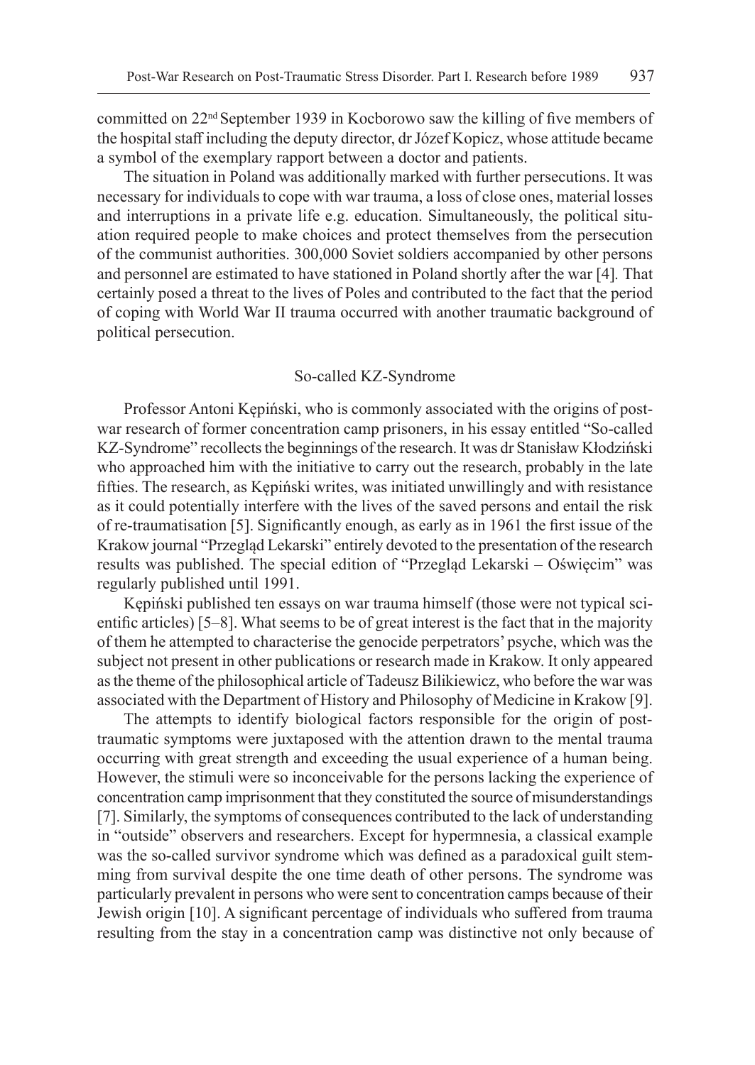committed on 22nd September 1939 in Kocborowo saw the killing of five members of the hospital staff including the deputy director, dr Józef Kopicz, whose attitude became a symbol of the exemplary rapport between a doctor and patients.

The situation in Poland was additionally marked with further persecutions. It was necessary for individuals to cope with war trauma, a loss of close ones, material losses and interruptions in a private life e.g. education. Simultaneously, the political situation required people to make choices and protect themselves from the persecution of the communist authorities. 300,000 Soviet soldiers accompanied by other persons and personnel are estimated to have stationed in Poland shortly after the war [4]. That certainly posed a threat to the lives of Poles and contributed to the fact that the period of coping with World War II trauma occurred with another traumatic background of political persecution.

## So-called KZ-Syndrome

Professor Antoni Kępiński, who is commonly associated with the origins of post-war research of former concentration camp prisoners, in his essay entitled "So-called KZ-Syndrome" recollects the beginnings of the research. It was dr Stanisław Kłodziński who approached him with the initiative to carry out the research, probably in the late fifties. The research, as Kępiński writes, was initiated unwillingly and with resistance as it could potentially interfere with the lives of the saved persons and entail the risk of re-traumatisation [5]. Significantly enough, as early as in 1961 the first issue of the Krakow journal "Przegląd Lekarski" entirely devoted to the presentation of the research results was published. The special edition of "Przegląd Lekarski – Oświęcim" was regularly published until 1991.

Kępiński published ten essays on war trauma himself (those were not typical scientific articles) [5–8]. What seems to be of great interest is the fact that in the majority of them he attempted to characterise the genocide perpetrators' psyche, which was the subject not present in other publications or research made in Krakow. It only appeared as the theme of the philosophical article of Tadeusz Bilikiewicz, who before the war was associated with the Department of History and Philosophy of Medicine in Krakow [9].

The attempts to identify biological factors responsible for the origin of post-traumatic symptoms were juxtaposed with the attention drawn to the mental trauma occurring with great strength and exceeding the usual experience of a human being. However, the stimuli were so inconceivable for the persons lacking the experience of concentration camp imprisonment that they constituted the source of misunderstandings [7]. Similarly, the symptoms of consequences contributed to the lack of understanding in "outside" observers and researchers. Except for hypermnesia, a classical example was the so-called survivor syndrome which was defined as a paradoxical guilt stemming from survival despite the one time death of other persons. The syndrome was particularly prevalent in persons who were sent to concentration camps because of their Jewish origin [10]. A significant percentage of individuals who suffered from trauma resulting from the stay in a concentration camp was distinctive not only because of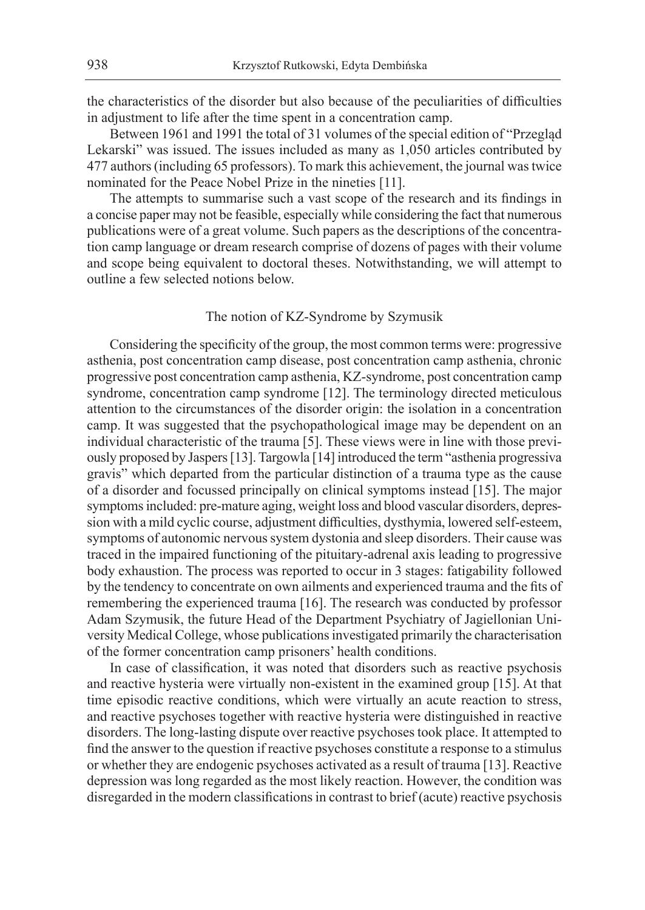the characteristics of the disorder but also because of the peculiarities of difficulties in adjustment to life after the time spent in a concentration camp.

Between 1961 and 1991 the total of 31 volumes of the special edition of "Przegląd Lekarski" was issued. The issues included as many as 1,050 articles contributed by 477 authors (including 65 professors). To mark this achievement, the journal was twice nominated for the Peace Nobel Prize in the nineties [11].

The attempts to summarise such a vast scope of the research and its findings in a concise paper may not be feasible, especially while considering the fact that numerous publications were of a great volume. Such papers as the descriptions of the concentration camp language or dream research comprise of dozens of pages with their volume and scope being equivalent to doctoral theses. Notwithstanding, we will attempt to outline a few selected notions below.

## The notion of KZ-Syndrome by Szymusik

Considering the specificity of the group, the most common terms were: progressive asthenia, post concentration camp disease, post concentration camp asthenia, chronic progressive post concentration camp asthenia, KZ-syndrome, post concentration camp syndrome, concentration camp syndrome [12]. The terminology directed meticulous attention to the circumstances of the disorder origin: the isolation in a concentration camp. It was suggested that the psychopathological image may be dependent on an individual characteristic of the trauma [5]. These views were in line with those previously proposed by Jaspers [13]. Targowla [14] introduced the term "asthenia progressiva gravis" which departed from the particular distinction of a trauma type as the cause of a disorder and focussed principally on clinical symptoms instead [15]. The major symptoms included: pre-mature aging, weight loss and blood vascular disorders, depression with a mild cyclic course, adjustment difficulties, dysthymia, lowered self-esteem, symptoms of autonomic nervous system dystonia and sleep disorders. Their cause was traced in the impaired functioning of the pituitary-adrenal axis leading to progressive body exhaustion. The process was reported to occur in 3 stages: fatigability followed by the tendency to concentrate on own ailments and experienced trauma and the fits of remembering the experienced trauma [16]. The research was conducted by professor Adam Szymusik, the future Head of the Department Psychiatry of Jagiellonian University Medical College, whose publications investigated primarily the characterisation of the former concentration camp prisoners' health conditions.

In case of classification, it was noted that disorders such as reactive psychosis and reactive hysteria were virtually non-existent in the examined group [15]. At that time episodic reactive conditions, which were virtually an acute reaction to stress, and reactive psychoses together with reactive hysteria were distinguished in reactive disorders. The long-lasting dispute over reactive psychoses took place. It attempted to find the answer to the question if reactive psychoses constitute a response to a stimulus or whether they are endogenic psychoses activated as a result of trauma [13]. Reactive depression was long regarded as the most likely reaction. However, the condition was disregarded in the modern classifications in contrast to brief (acute) reactive psychosis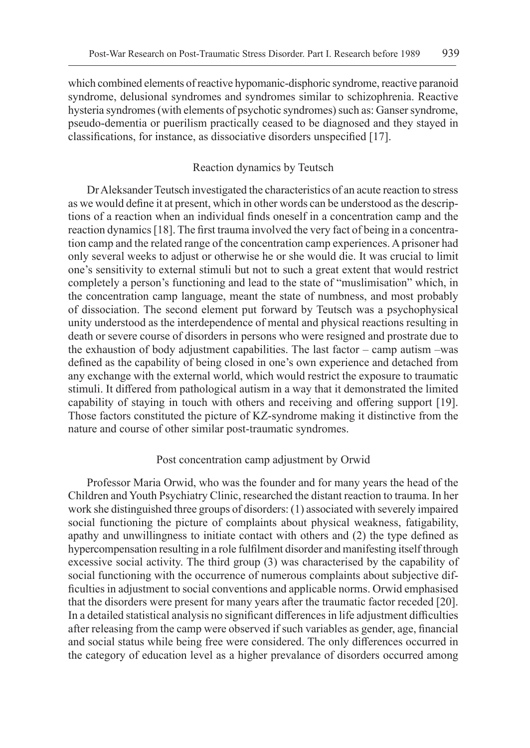which combined elements of reactive hypomanic-disphoric syndrome, reactive paranoid syndrome, delusional syndromes and syndromes similar to schizophrenia. Reactive hysteria syndromes (with elements of psychotic syndromes) such as: Ganser syndrome, pseudo-dementia or puerilism practically ceased to be diagnosed and they stayed in classifications, for instance, as dissociative disorders unspecified [17].

### Reaction dynamics by Teutsch

Dr Aleksander Teutsch investigated the characteristics of an acute reaction to stress as we would define it at present, which in other words can be understood as the descriptions of a reaction when an individual finds oneself in a concentration camp and the reaction dynamics [18]. The first trauma involved the very fact of being in a concentration camp and the related range of the concentration camp experiences. A prisoner had only several weeks to adjust or otherwise he or she would die. It was crucial to limit one's sensitivity to external stimuli but not to such a great extent that would restrict completely a person's functioning and lead to the state of "muslimisation" which, in the concentration camp language, meant the state of numbness, and most probably of dissociation. The second element put forward by Teutsch was a psychophysical unity understood as the interdependence of mental and physical reactions resulting in death or severe course of disorders in persons who were resigned and prostrate due to the exhaustion of body adjustment capabilities. The last factor – camp autism –was defined as the capability of being closed in one's own experience and detached from any exchange with the external world, which would restrict the exposure to traumatic stimuli. It differed from pathological autism in a way that it demonstrated the limited capability of staying in touch with others and receiving and offering support [19]. Those factors constituted the picture of KZ-syndrome making it distinctive from the nature and course of other similar post-traumatic syndromes.

### Post concentration camp adjustment by Orwid

Professor Maria Orwid, who was the founder and for many years the head of the Children and Youth Psychiatry Clinic, researched the distant reaction to trauma. In her work she distinguished three groups of disorders: (1) associated with severely impaired social functioning the picture of complaints about physical weakness, fatigability, apathy and unwillingness to initiate contact with others and (2) the type defined as hypercompensation resulting in a role fulfilment disorder and manifesting itself through excessive social activity. The third group (3) was characterised by the capability of social functioning with the occurrence of numerous complaints about subjective difficulties in adjustment to social conventions and applicable norms. Orwid emphasised that the disorders were present for many years after the traumatic factor receded [20]. In a detailed statistical analysis no significant differences in life adjustment difficulties after releasing from the camp were observed if such variables as gender, age, financial and social status while being free were considered. The only differences occurred in the category of education level as a higher prevalance of disorders occurred among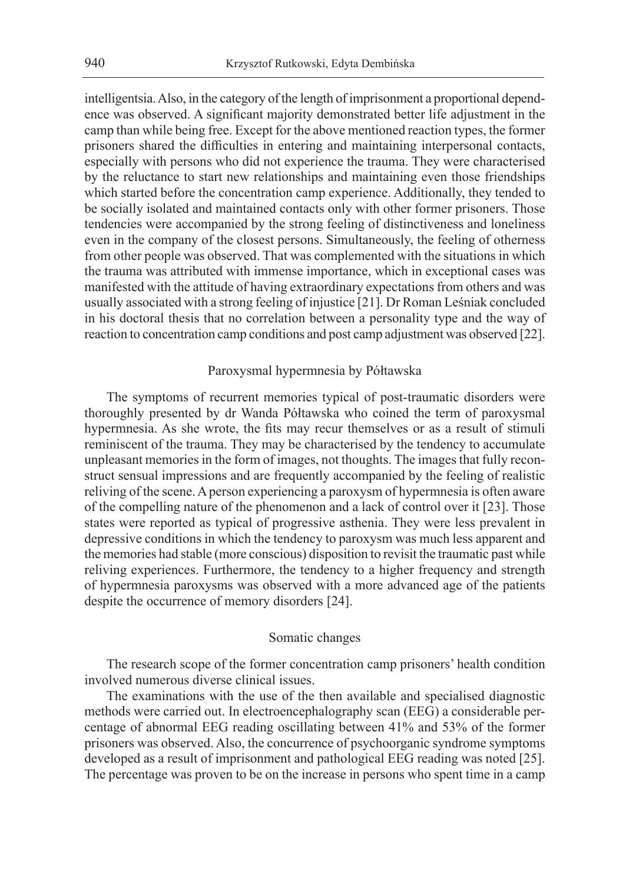intelligentsia. Also, in the category of the length of imprisonment a proportional dependence was observed. A significant majority demonstrated better life adjustment in the camp than while being free. Except for the above mentioned reaction types, the former prisoners shared the difficulties in entering and maintaining interpersonal contacts, especially with persons who did not experience the trauma. They were characterised by the reluctance to start new relationships and maintaining even those friendships which started before the concentration camp experience. Additionally, they tended to be socially isolated and maintained contacts only with other former prisoners. Those tendencies were accompanied by the strong feeling of distinctiveness and loneliness even in the company of the closest persons. Simultaneously, the feeling of otherness from other people was observed. That was complemented with the situations in which the trauma was attributed with immense importance, which in exceptional cases was manifested with the attitude of having extraordinary expectations from others and was usually associated with a strong feeling of injustice [21]. Dr Roman Leśniak concluded in his doctoral thesis that no correlation between a personality type and the way of reaction to concentration camp conditions and post camp adjustment was observed [22].

## Paroxysmal hypermnesia by Półtawska

The symptoms of recurrent memories typical of post-traumatic disorders were thoroughly presented by dr Wanda Półtawska who coined the term of paroxysmal hypermnesia. As she wrote, the fits may recur themselves or as a result of stimuli reminiscent of the trauma. They may be characterised by the tendency to accumulate unpleasant memories in the form of images, not thoughts. The images that fully reconstruct sensual impressions and are frequently accompanied by the feeling of realistic reliving of the scene. A person experiencing a paroxysm of hypermnesia is often aware of the compelling nature of the phenomenon and a lack of control over it [23]. Those states were reported as typical of progressive asthenia. They were less prevalent in depressive conditions in which the tendency to paroxysm was much less apparent and the memories had stable (more conscious) disposition to revisit the traumatic past while reliving experiences. Furthermore, the tendency to a higher frequency and strength of hypermnesia paroxysms was observed with a more advanced age of the patients despite the occurrence of memory disorders [24].

## Somatic changes

The research scope of the former concentration camp prisoners' health condition involved numerous diverse clinical issues.

The examinations with the use of the then available and specialised diagnostic methods were carried out. In electroencephalography scan (EEG) a considerable percentage of abnormal EEG reading oscillating between 41% and 53% of the former prisoners was observed. Also, the concurrence of psychoorganic syndrome symptoms developed as a result of imprisonment and pathological EEG reading was noted [25]. The percentage was proven to be on the increase in persons who spent time in a camp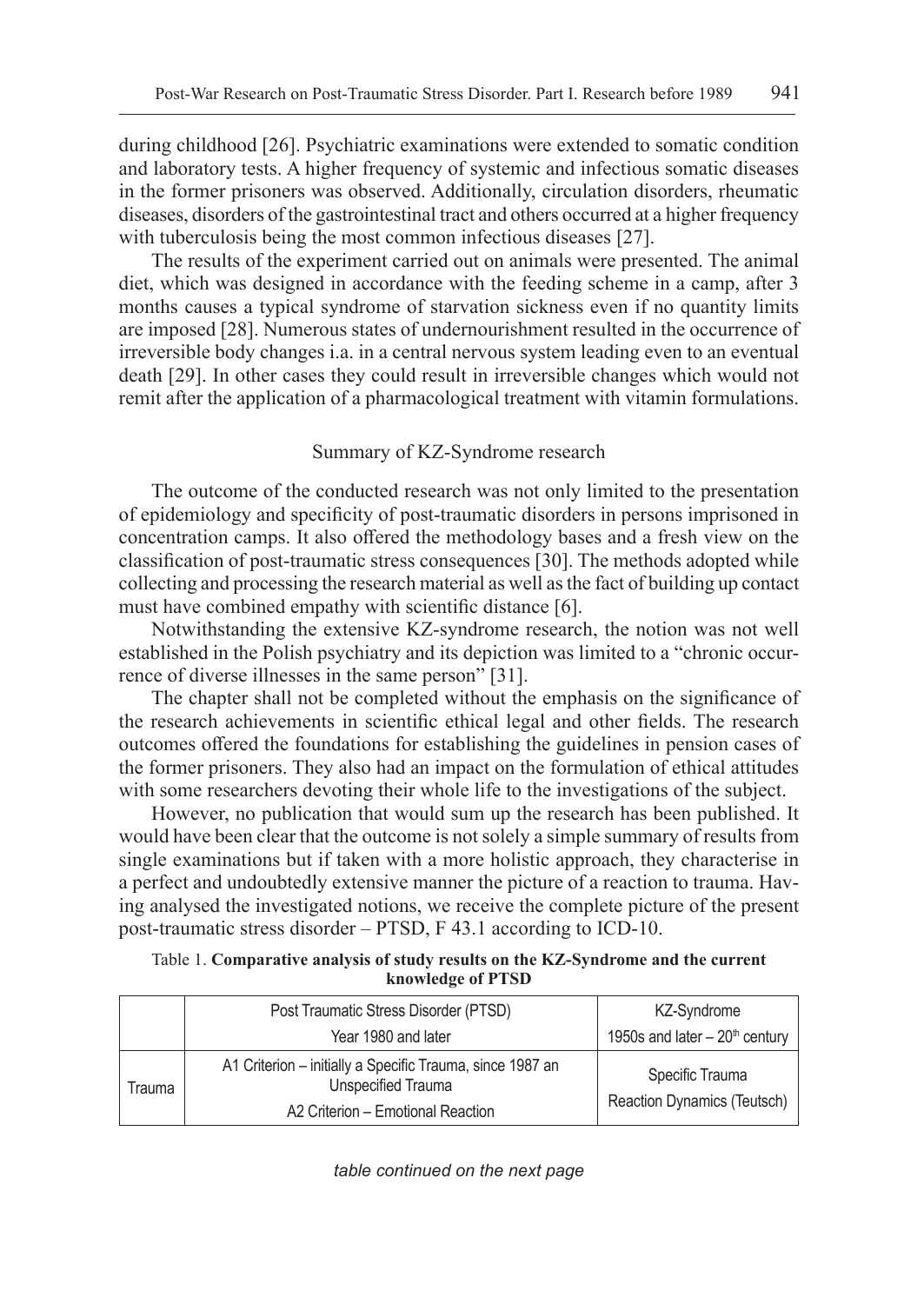during childhood [26]. Psychiatric examinations were extended to somatic condition and laboratory tests. A higher frequency of systemic and infectious somatic diseases in the former prisoners was observed. Additionally, circulation disorders, rheumatic diseases, disorders of the gastrointestinal tract and others occurred at a higher frequency with tuberculosis being the most common infectious diseases [27].

The results of the experiment carried out on animals were presented. The animal diet, which was designed in accordance with the feeding scheme in a camp, after 3 months causes a typical syndrome of starvation sickness even if no quantity limits are imposed [28]. Numerous states of undernourishment resulted in the occurrence of irreversible body changes i.a. in a central nervous system leading even to an eventual death [29]. In other cases they could result in irreversible changes which would not remit after the application of a pharmacological treatment with vitamin formulations.

## Summary of KZ-Syndrome research

The outcome of the conducted research was not only limited to the presentation of epidemiology and specificity of post-traumatic disorders in persons imprisoned in concentration camps. It also offered the methodology bases and a fresh view on the classification of post-traumatic stress consequences [30]. The methods adopted while collecting and processing the research material as well as the fact of building up contact must have combined empathy with scientific distance [6].

Notwithstanding the extensive KZ-syndrome research, the notion was not well established in the Polish psychiatry and its depiction was limited to a "chronic occurrence of diverse illnesses in the same person" [31].

The chapter shall not be completed without the emphasis on the significance of the research achievements in scientific ethical legal and other fields. The research outcomes offered the foundations for establishing the guidelines in pension cases of the former prisoners. They also had an impact on the formulation of ethical attitudes with some researchers devoting their whole life to the investigations of the subject.

However, no publication that would sum up the research has been published. It would have been clear that the outcome is not solely a simple summary of results from single examinations but if taken with a more holistic approach, they characterise in a perfect and undoubtedly extensive manner the picture of a reaction to trauma. Having analysed the investigated notions, we receive the complete picture of the present post-traumatic stress disorder – PTSD, F 43.1 according to ICD-10.

Table 1. **Comparative analysis of study results on the KZ-Syndrome and the current knowledge of PTSD**

| | Post Traumatic Stress Disorder (PTSD) | KZ-Syndrome |
|---|---|---|
| | Year 1980 and later | 1950s and later – 20th century |
| Trauma | A1 Criterion – initially a Specific Trauma, since 1987 an Unspecified Trauma<br>A2 Criterion – Emotional Reaction | Specific Trauma<br>Reaction Dynamics (Teutsch) |

*table continued on the next page*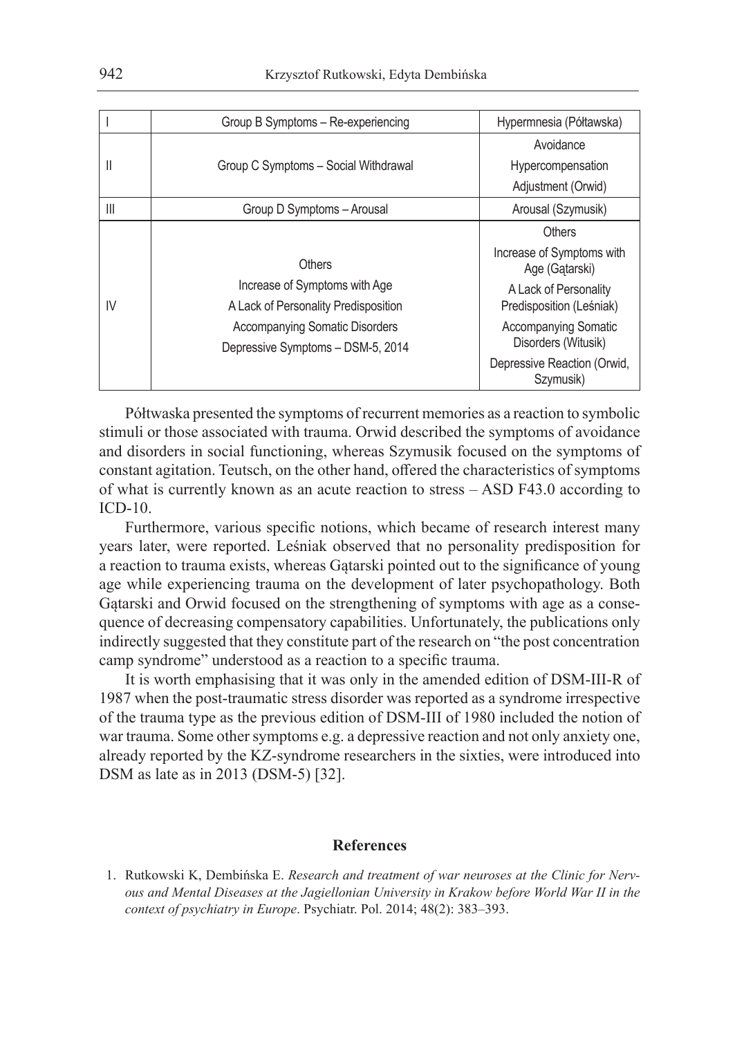| I | Group B Symptoms – Re-experiencing | Hypermnesia (Półtawska) |
|---|---|---|
| II | Group C Symptoms – Social Withdrawal | Avoidance<br>Hypercompensation<br>Adjustment (Orwid) |
| III | Group D Symptoms – Arousal | Arousal (Szymusik) |
| IV | Others<br>Increase of Symptoms with Age<br>A Lack of Personality Predisposition<br>Accompanying Somatic Disorders<br>Depressive Symptoms – DSM-5, 2014 | Others<br>Increase of Symptoms with Age (Gątarski)<br>A Lack of Personality Predisposition (Leśniak)<br>Accompanying Somatic Disorders (Witusik)<br>Depressive Reaction (Orwid, Szymusik) |

Półtwaska presented the symptoms of recurrent memories as a reaction to symbolic stimuli or those associated with trauma. Orwid described the symptoms of avoidance and disorders in social functioning, whereas Szymusik focused on the symptoms of constant agitation. Teutsch, on the other hand, offered the characteristics of symptoms of what is currently known as an acute reaction to stress – ASD F43.0 according to ICD-10.

Furthermore, various specific notions, which became of research interest many years later, were reported. Leśniak observed that no personality predisposition for a reaction to trauma exists, whereas Gątarski pointed out to the significance of young age while experiencing trauma on the development of later psychopathology. Both Gątarski and Orwid focused on the strengthening of symptoms with age as a consequence of decreasing compensatory capabilities. Unfortunately, the publications only indirectly suggested that they constitute part of the research on "the post concentration camp syndrome" understood as a reaction to a specific trauma.

It is worth emphasising that it was only in the amended edition of DSM-III-R of 1987 when the post-traumatic stress disorder was reported as a syndrome irrespective of the trauma type as the previous edition of DSM-III of 1980 included the notion of war trauma. Some other symptoms e.g. a depressive reaction and not only anxiety one, already reported by the KZ-syndrome researchers in the sixties, were introduced into DSM as late as in 2013 (DSM-5) [32].

## References

1. Rutkowski K, Dembińska E. *Research and treatment of war neuroses at the Clinic for Nervous and Mental Diseases at the Jagiellonian University in Krakow before World War II in the context of psychiatry in Europe*. Psychiatr. Pol. 2014; 48(2): 383–393.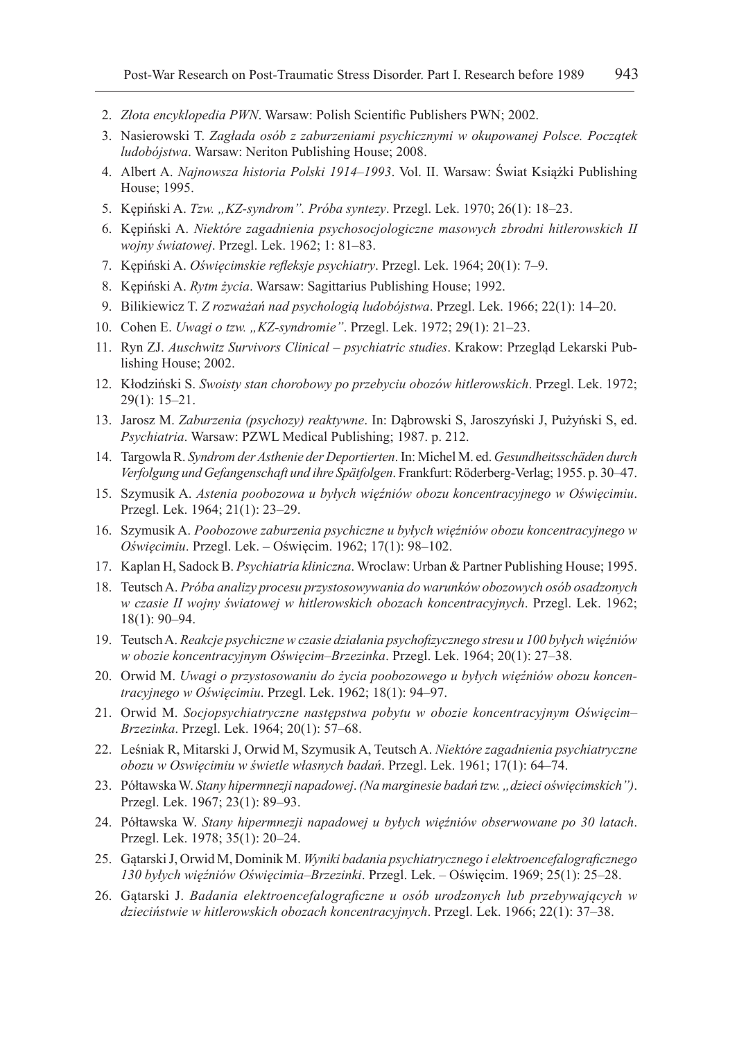2. *Złota encyklopedia PWN*. Warsaw: Polish Scientific Publishers PWN; 2002.
3. Nasierowski T. *Zagłada osób z zaburzeniami psychicznymi w okupowanej Polsce. Początek ludobójstwa*. Warsaw: Neriton Publishing House; 2008.
4. Albert A. *Najnowsza historia Polski 1914–1993*. Vol. II. Warsaw: Świat Książki Publishing House; 1995.
5. Kępiński A. *Tzw. „KZ-syndrom". Próba syntezy*. Przegl. Lek. 1970; 26(1): 18–23.
6. Kępiński A. *Niektóre zagadnienia psychosocjologiczne masowych zbrodni hitlerowskich II wojny światowej*. Przegl. Lek. 1962; 1: 81–83.
7. Kępiński A. *Oświęcimskie refleksje psychiatry*. Przegl. Lek. 1964; 20(1): 7–9.
8. Kępiński A. *Rytm życia*. Warsaw: Sagittarius Publishing House; 1992.
9. Bilikiewicz T. *Z rozważań nad psychologią ludobójstwa*. Przegl. Lek. 1966; 22(1): 14–20.
10. Cohen E. *Uwagi o tzw. „KZ-syndromie"*. Przegl. Lek. 1972; 29(1): 21–23.
11. Ryn ZJ. *Auschwitz Survivors Clinical – psychiatric studies*. Krakow: Przegląd Lekarski Publishing House; 2002.
12. Kłodziński S. *Swoisty stan chorobowy po przebyciu obozów hitlerowskich*. Przegl. Lek. 1972; 29(1): 15–21.
13. Jarosz M. *Zaburzenia (psychozy) reaktywne*. In: Dąbrowski S, Jaroszyński J, Pużyński S, ed. *Psychiatria*. Warsaw: PZWL Medical Publishing; 1987. p. 212.
14. Targowla R. *Syndrom der Asthenie der Deportierten*. In: Michel M. ed. *Gesundheitsschäden durch Verfolgung und Gefangenschaft und ihre Spätfolgen*. Frankfurt: Röderberg-Verlag; 1955. p. 30–47.
15. Szymusik A. *Astenia poobozowa u byłych więźniów obozu koncentracyjnego w Oświęcimiu*. Przegl. Lek. 1964; 21(1): 23–29.
16. Szymusik A. *Poobozowe zaburzenia psychiczne u byłych więźniów obozu koncentracyjnego w Oświęcimiu*. Przegl. Lek. – Oświęcim. 1962; 17(1): 98–102.
17. Kaplan H, Sadock B. *Psychiatria kliniczna*. Wroclaw: Urban & Partner Publishing House; 1995.
18. Teutsch A. *Próba analizy procesu przystosowywania do warunków obozowych osób osadzonych w czasie II wojny światowej w hitlerowskich obozach koncentracyjnych*. Przegl. Lek. 1962; 18(1): 90–94.
19. Teutsch A. *Reakcje psychiczne w czasie działania psychofizycznego stresu u 100 byłych więźniów w obozie koncentracyjnym Oświęcim–Brzezinka*. Przegl. Lek. 1964; 20(1): 27–38.
20. Orwid M. *Uwagi o przystosowaniu do życia poobozowego u byłych więźniów obozu koncentracyjnego w Oświęcimiu*. Przegl. Lek. 1962; 18(1): 94–97.
21. Orwid M. *Socjopsychiatryczne następstwa pobytu w obozie koncentracyjnym Oświęcim–Brzezinka*. Przegl. Lek. 1964; 20(1): 57–68.
22. Leśniak R, Mitarski J, Orwid M, Szymusik A, Teutsch A. *Niektóre zagadnienia psychiatryczne obozu w Oswięcimiu w świetle własnych badań*. Przegl. Lek. 1961; 17(1): 64–74.
23. Półtawska W. *Stany hipermnezji napadowej*. *(Na marginesie badań tzw. „dzieci oświęcimskich")*. Przegl. Lek. 1967; 23(1): 89–93.
24. Półtawska W. *Stany hipermnezji napadowej u byłych więźniów obserwowane po 30 latach*. Przegl. Lek. 1978; 35(1): 20–24.
25. Gątarski J, Orwid M, Dominik M. *Wyniki badania psychiatrycznego i elektroencefalograficznego 130 byłych więźniów Oświęcimia–Brzezinki*. Przegl. Lek. – Oświęcim. 1969; 25(1): 25–28.
26. Gątarski J. *Badania elektroencefalograficzne u osób urodzonych lub przebywających w dzieciństwie w hitlerowskich obozach koncentracyjnych*. Przegl. Lek. 1966; 22(1): 37–38.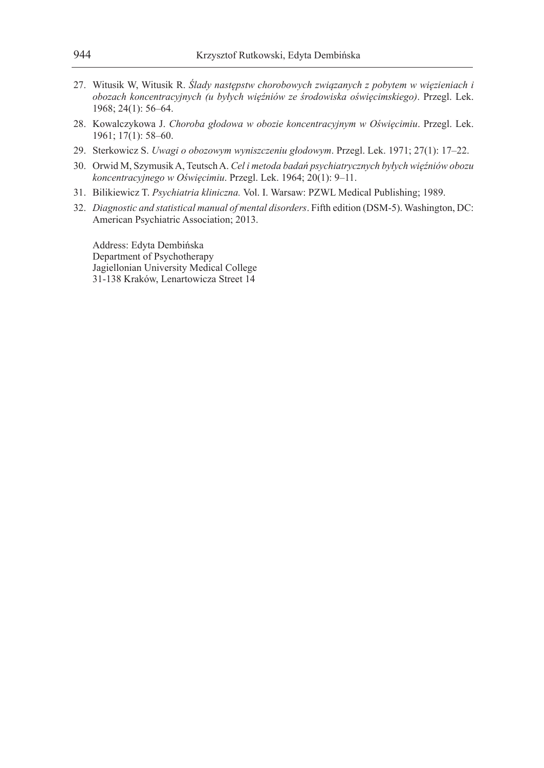27. Witusik W, Witusik R. *Ślady następstw chorobowych związanych z pobytem w więzieniach i obozach koncentracyjnych (u byłych więźniów ze środowiska oświęcimskiego)*. Przegl. Lek. 1968; 24(1): 56–64.
28. Kowalczykowa J. *Choroba głodowa w obozie koncentracyjnym w Oświęcimiu*. Przegl. Lek. 1961; 17(1): 58–60.
29. Sterkowicz S. *Uwagi o obozowym wyniszczeniu głodowym*. Przegl. Lek. 1971; 27(1): 17–22.
30. Orwid M, Szymusik A, Teutsch A. *Cel i metoda badań psychiatrycznych byłych więźniów obozu koncentracyjnego w Oświęcimiu*. Przegl. Lek. 1964; 20(1): 9–11.
31. Bilikiewicz T. *Psychiatria kliniczna.* Vol. I. Warsaw: PZWL Medical Publishing; 1989.
32. *Diagnostic and statistical manual of mental disorders*. Fifth edition (DSM-5). Washington, DC: American Psychiatric Association; 2013.

Address: Edyta Dembińska
Department of Psychotherapy
Jagiellonian University Medical College
31-138 Kraków, Lenartowicza Street 14